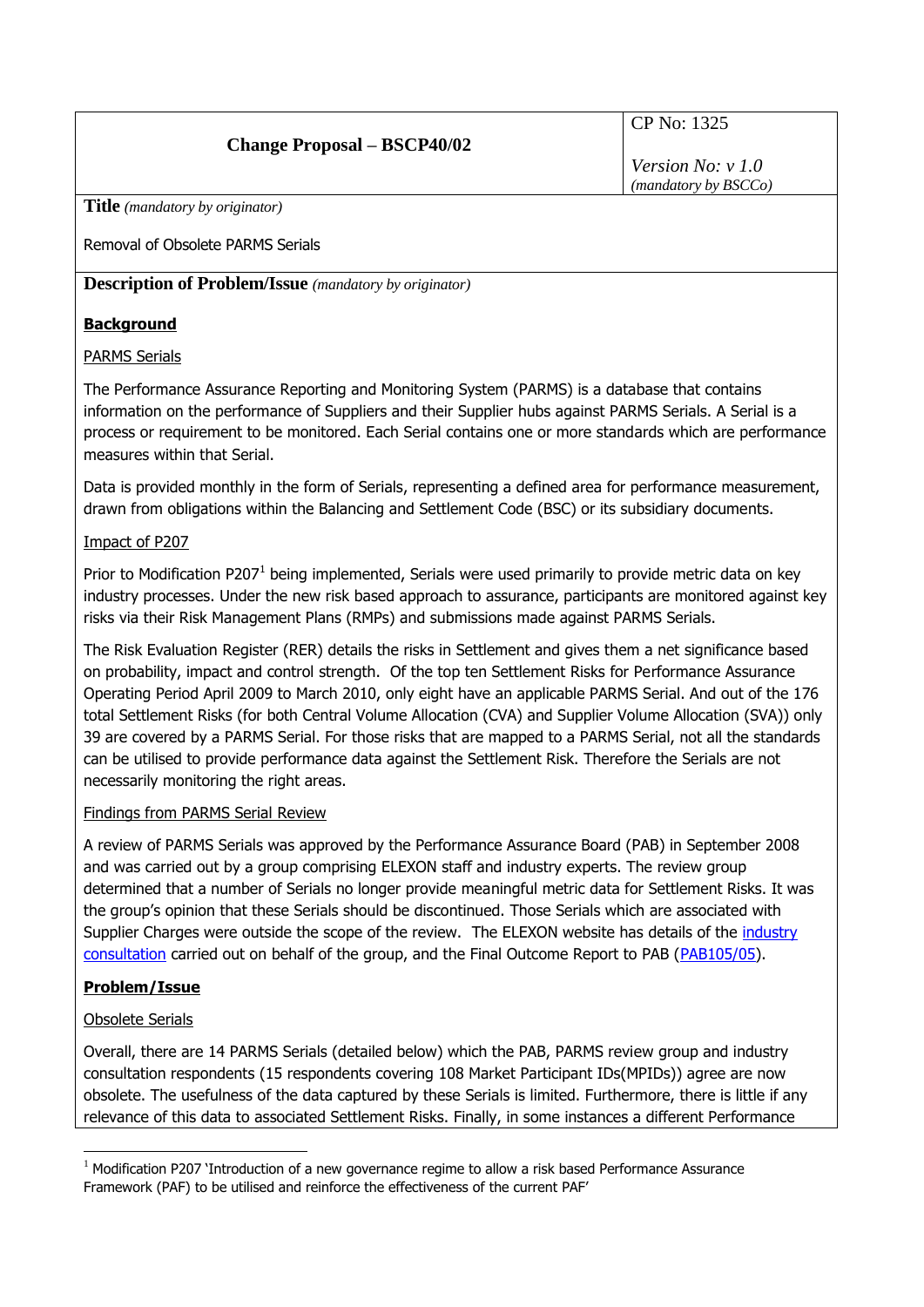| Change Proposal – BSCP40/02 | CP No: 1325<br><br>*Version No: v 1.0*<br>*(mandatory by BSCCo)* |
|---|---|

**Title** *(mandatory by originator)*

Removal of Obsolete PARMS Serials

**Description of Problem/Issue** *(mandatory by originator)*

**Background**

PARMS Serials

The Performance Assurance Reporting and Monitoring System (PARMS) is a database that contains information on the performance of Suppliers and their Supplier hubs against PARMS Serials. A Serial is a process or requirement to be monitored. Each Serial contains one or more standards which are performance measures within that Serial.

Data is provided monthly in the form of Serials, representing a defined area for performance measurement, drawn from obligations within the Balancing and Settlement Code (BSC) or its subsidiary documents.

Impact of P207

Prior to Modification P207[1] being implemented, Serials were used primarily to provide metric data on key industry processes. Under the new risk based approach to assurance, participants are monitored against key risks via their Risk Management Plans (RMPs) and submissions made against PARMS Serials.

The Risk Evaluation Register (RER) details the risks in Settlement and gives them a net significance based on probability, impact and control strength. Of the top ten Settlement Risks for Performance Assurance Operating Period April 2009 to March 2010, only eight have an applicable PARMS Serial. And out of the 176 total Settlement Risks (for both Central Volume Allocation (CVA) and Supplier Volume Allocation (SVA)) only 39 are covered by a PARMS Serial. For those risks that are mapped to a PARMS Serial, not all the standards can be utilised to provide performance data against the Settlement Risk. Therefore the Serials are not necessarily monitoring the right areas.

Findings from PARMS Serial Review

A review of PARMS Serials was approved by the Performance Assurance Board (PAB) in September 2008 and was carried out by a group comprising ELEXON staff and industry experts. The review group determined that a number of Serials no longer provide meaningful metric data for Settlement Risks. It was the group's opinion that these Serials should be discontinued. Those Serials which are associated with Supplier Charges were outside the scope of the review. The ELEXON website has details of the industry consultation carried out on behalf of the group, and the Final Outcome Report to PAB (PAB105/05).

**Problem/Issue**

Obsolete Serials

Overall, there are 14 PARMS Serials (detailed below) which the PAB, PARMS review group and industry consultation respondents (15 respondents covering 108 Market Participant IDs(MPIDs)) agree are now obsolete. The usefulness of the data captured by these Serials is limited. Furthermore, there is little if any relevance of this data to associated Settlement Risks. Finally, in some instances a different Performance

[1] Modification P207 'Introduction of a new governance regime to allow a risk based Performance Assurance Framework (PAF) to be utilised and reinforce the effectiveness of the current PAF'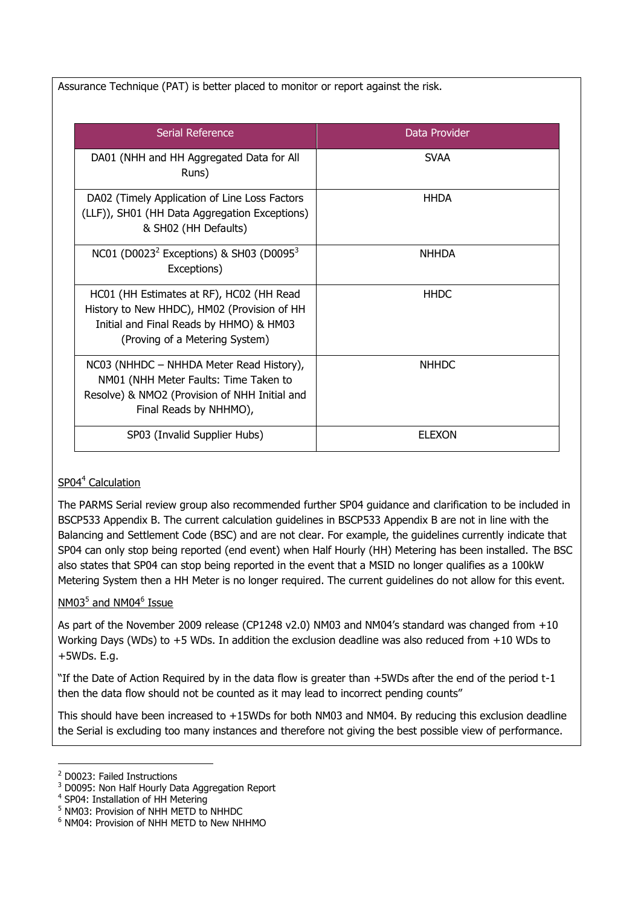Assurance Technique (PAT) is better placed to monitor or report against the risk.

| Serial Reference | Data Provider |
| --- | --- |
| DA01 (NHH and HH Aggregated Data for All Runs) | SVAA |
| DA02 (Timely Application of Line Loss Factors (LLF)), SH01 (HH Data Aggregation Exceptions) & SH02 (HH Defaults) | HHDA |
| NC01 (D0023[2] Exceptions) & SH03 (D0095[3] Exceptions) | NHHDA |
| HC01 (HH Estimates at RF), HC02 (HH Read History to New HHDC), HM02 (Provision of HH Initial and Final Reads by HHMO) & HM03 (Proving of a Metering System) | HHDC |
| NC03 (NHHDC – NHHDA Meter Read History), NM01 (NHH Meter Faults: Time Taken to Resolve) & NMO2 (Provision of NHH Initial and Final Reads by NHHMO), | NHHDC |
| SP03 (Invalid Supplier Hubs) | ELEXON |

SP04[4] Calculation

The PARMS Serial review group also recommended further SP04 guidance and clarification to be included in BSCP533 Appendix B. The current calculation guidelines in BSCP533 Appendix B are not in line with the Balancing and Settlement Code (BSC) and are not clear. For example, the guidelines currently indicate that SP04 can only stop being reported (end event) when Half Hourly (HH) Metering has been installed. The BSC also states that SP04 can stop being reported in the event that a MSID no longer qualifies as a 100kW Metering System then a HH Meter is no longer required. The current guidelines do not allow for this event.

NM03[5] and NM04[6] Issue

As part of the November 2009 release (CP1248 v2.0) NM03 and NM04's standard was changed from +10 Working Days (WDs) to +5 WDs. In addition the exclusion deadline was also reduced from +10 WDs to +5WDs. E.g.

"If the Date of Action Required by in the data flow is greater than +5WDs after the end of the period t-1 then the data flow should not be counted as it may lead to incorrect pending counts"

This should have been increased to +15WDs for both NM03 and NM04. By reducing this exclusion deadline the Serial is excluding too many instances and therefore not giving the best possible view of performance.

[2] D0023: Failed Instructions

[3] D0095: Non Half Hourly Data Aggregation Report

[4] SP04: Installation of HH Metering

[5] NM03: Provision of NHH METD to NHHDC

[6] NM04: Provision of NHH METD to New NHHMO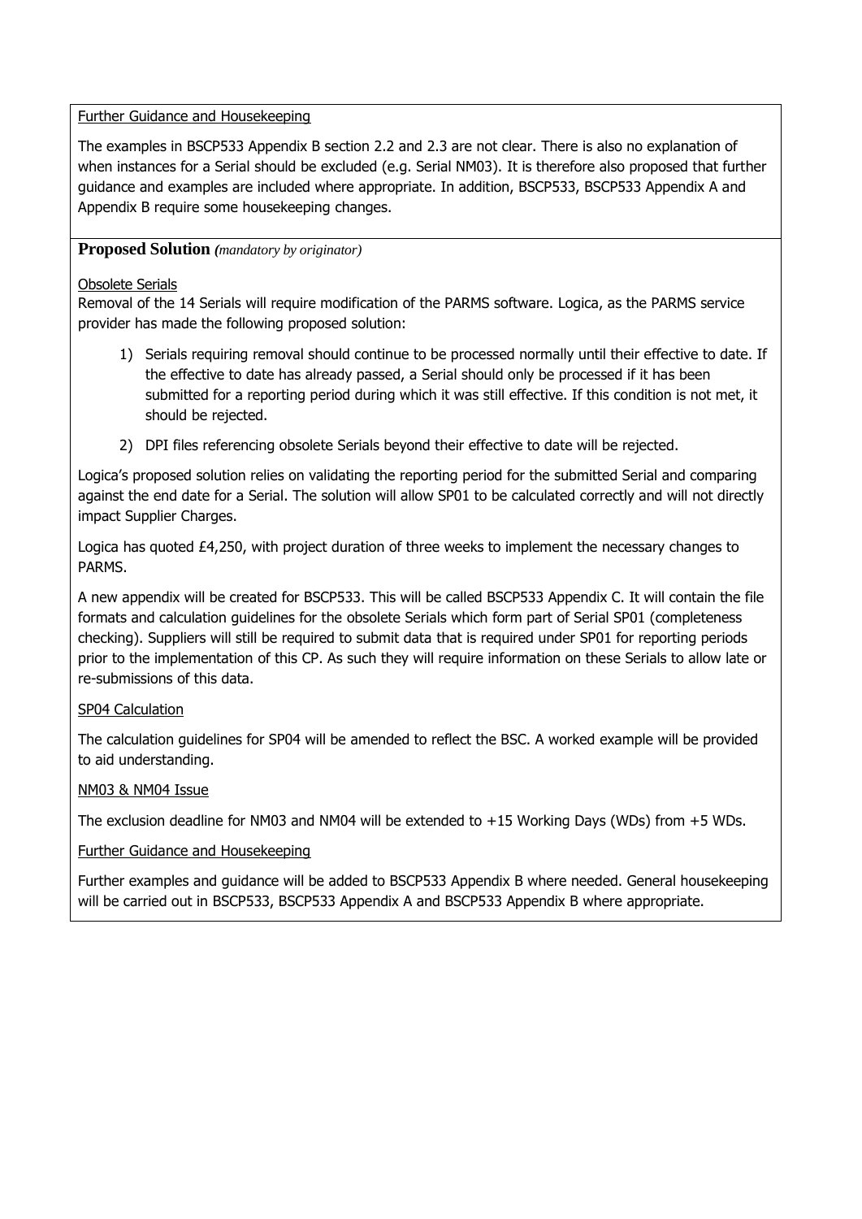Further Guidance and Housekeeping

The examples in BSCP533 Appendix B section 2.2 and 2.3 are not clear. There is also no explanation of when instances for a Serial should be excluded (e.g. Serial NM03). It is therefore also proposed that further guidance and examples are included where appropriate. In addition, BSCP533, BSCP533 Appendix A and Appendix B require some housekeeping changes.

**Proposed Solution** *(mandatory by originator)*

Obsolete Serials

Removal of the 14 Serials will require modification of the PARMS software. Logica, as the PARMS service provider has made the following proposed solution:

1) Serials requiring removal should continue to be processed normally until their effective to date. If the effective to date has already passed, a Serial should only be processed if it has been submitted for a reporting period during which it was still effective. If this condition is not met, it should be rejected.

2) DPI files referencing obsolete Serials beyond their effective to date will be rejected.

Logica's proposed solution relies on validating the reporting period for the submitted Serial and comparing against the end date for a Serial. The solution will allow SP01 to be calculated correctly and will not directly impact Supplier Charges.

Logica has quoted £4,250, with project duration of three weeks to implement the necessary changes to PARMS.

A new appendix will be created for BSCP533. This will be called BSCP533 Appendix C. It will contain the file formats and calculation guidelines for the obsolete Serials which form part of Serial SP01 (completeness checking). Suppliers will still be required to submit data that is required under SP01 for reporting periods prior to the implementation of this CP. As such they will require information on these Serials to allow late or re-submissions of this data.

SP04 Calculation

The calculation guidelines for SP04 will be amended to reflect the BSC. A worked example will be provided to aid understanding.

NM03 & NM04 Issue

The exclusion deadline for NM03 and NM04 will be extended to +15 Working Days (WDs) from +5 WDs.

Further Guidance and Housekeeping

Further examples and guidance will be added to BSCP533 Appendix B where needed. General housekeeping will be carried out in BSCP533, BSCP533 Appendix A and BSCP533 Appendix B where appropriate.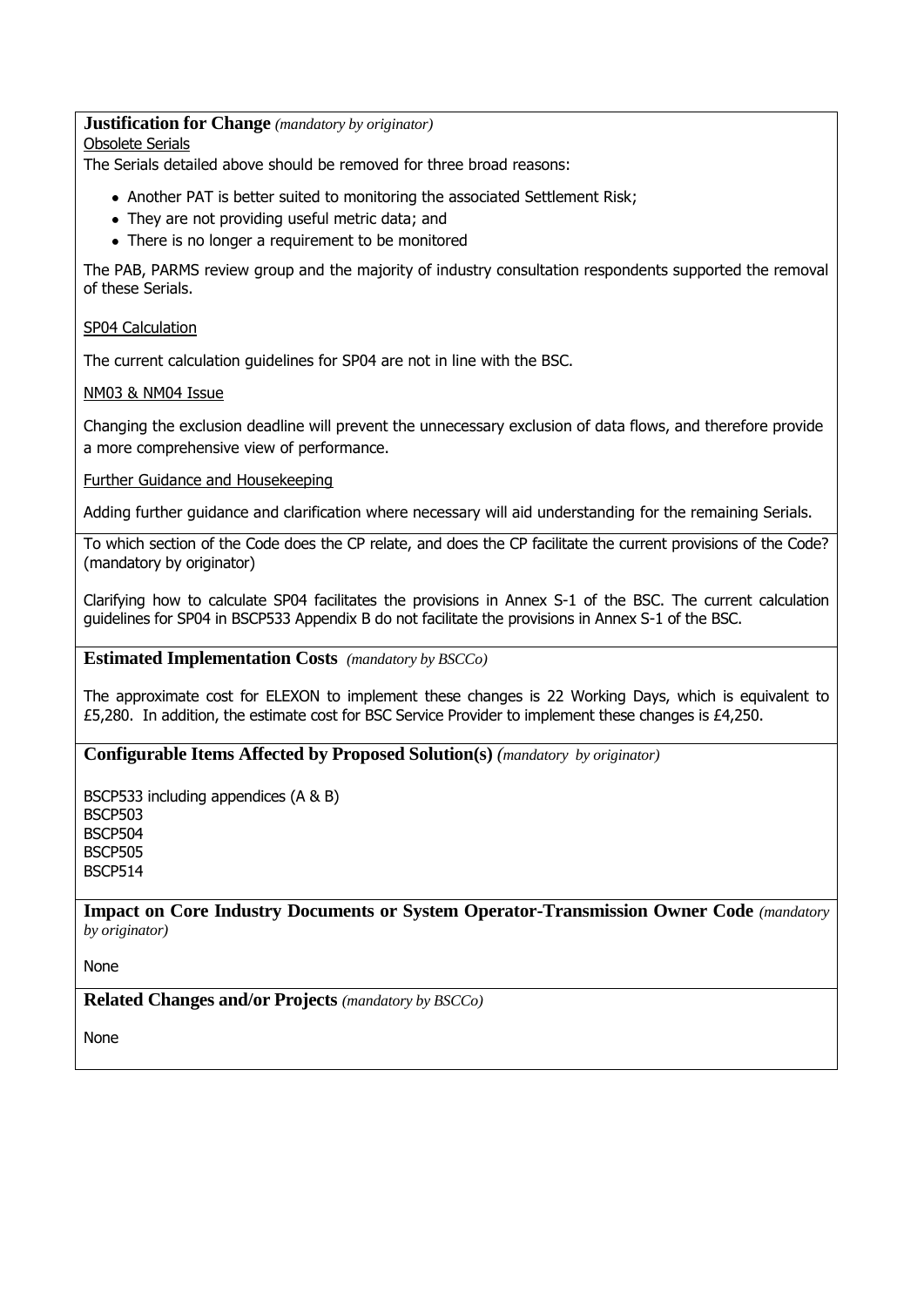**Justification for Change** *(mandatory by originator)*

Obsolete Serials

The Serials detailed above should be removed for three broad reasons:

- Another PAT is better suited to monitoring the associated Settlement Risk;
- They are not providing useful metric data; and
- There is no longer a requirement to be monitored

The PAB, PARMS review group and the majority of industry consultation respondents supported the removal of these Serials.

SP04 Calculation

The current calculation guidelines for SP04 are not in line with the BSC.

NM03 & NM04 Issue

Changing the exclusion deadline will prevent the unnecessary exclusion of data flows, and therefore provide a more comprehensive view of performance.

Further Guidance and Housekeeping

Adding further guidance and clarification where necessary will aid understanding for the remaining Serials.

To which section of the Code does the CP relate, and does the CP facilitate the current provisions of the Code? (mandatory by originator)

Clarifying how to calculate SP04 facilitates the provisions in Annex S-1 of the BSC. The current calculation guidelines for SP04 in BSCP533 Appendix B do not facilitate the provisions in Annex S-1 of the BSC.

**Estimated Implementation Costs** *(mandatory by BSCCo)*

The approximate cost for ELEXON to implement these changes is 22 Working Days, which is equivalent to £5,280. In addition, the estimate cost for BSC Service Provider to implement these changes is £4,250.

**Configurable Items Affected by Proposed Solution(s)** *(mandatory by originator)*

BSCP533 including appendices (A & B)
BSCP503
BSCP504
BSCP505
BSCP514

**Impact on Core Industry Documents or System Operator-Transmission Owner Code** *(mandatory by originator)*

None

**Related Changes and/or Projects** *(mandatory by BSCCo)*

None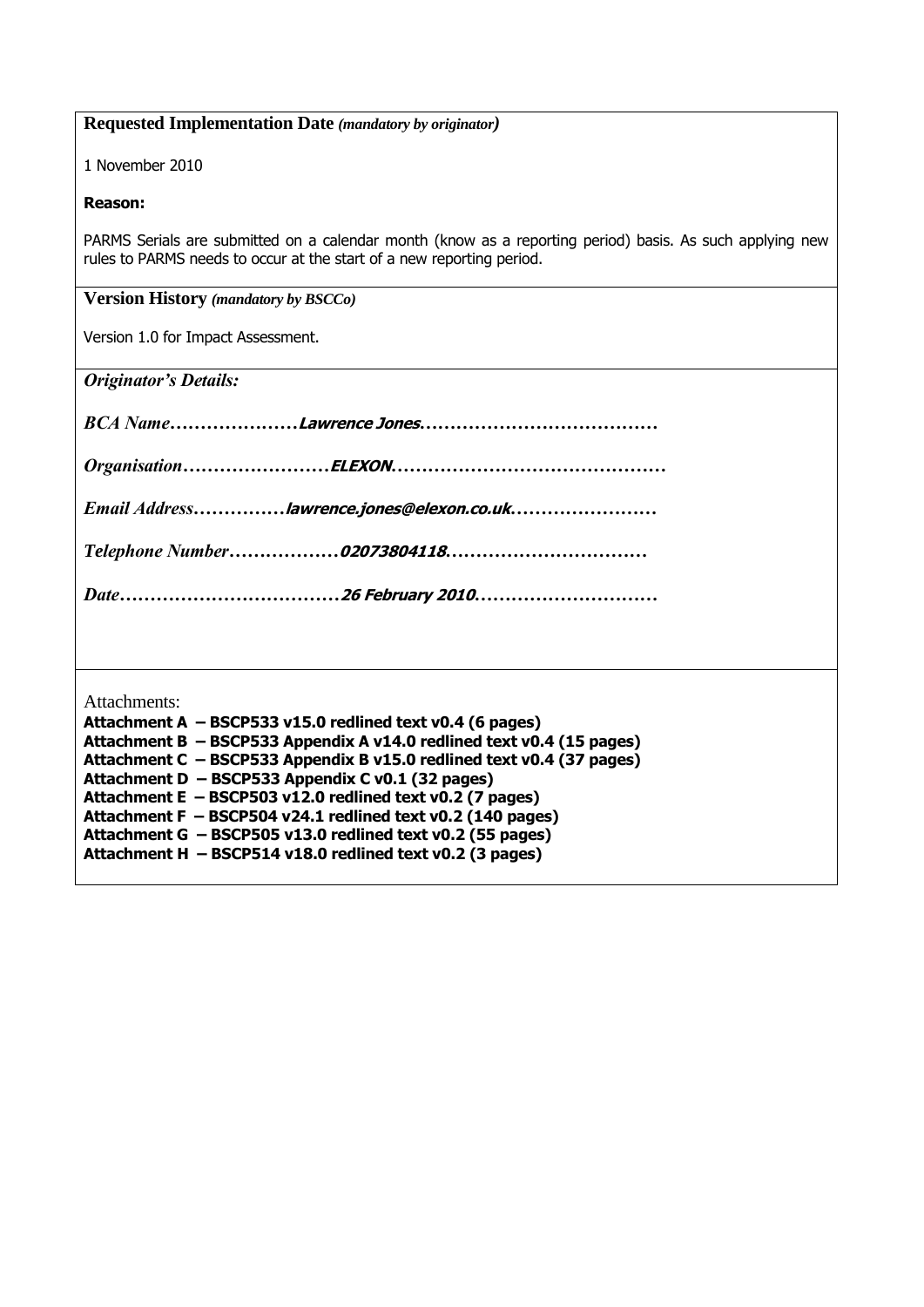**Requested Implementation Date** *(mandatory by originator)*

1 November 2010

**Reason:**

PARMS Serials are submitted on a calendar month (know as a reporting period) basis. As such applying new rules to PARMS needs to occur at the start of a new reporting period.

**Version History** *(mandatory by BSCCo)*

Version 1.0 for Impact Assessment.

***Originator's Details:***

***BCA Name…………………Lawrence Jones…………………………………***

***Organisation……………………ELEXON………………………………………***

***Email Address……………lawrence.jones@elexon.co.uk……………………***

***Telephone Number………………02073804118……………………………***

***Date………………………………26 February 2010…………………………***

Attachments:

**Attachment A – BSCP533 v15.0 redlined text v0.4 (6 pages)**
**Attachment B – BSCP533 Appendix A v14.0 redlined text v0.4 (15 pages)**
**Attachment C – BSCP533 Appendix B v15.0 redlined text v0.4 (37 pages)**
**Attachment D – BSCP533 Appendix C v0.1 (32 pages)**
**Attachment E – BSCP503 v12.0 redlined text v0.2 (7 pages)**
**Attachment F – BSCP504 v24.1 redlined text v0.2 (140 pages)**
**Attachment G – BSCP505 v13.0 redlined text v0.2 (55 pages)**
**Attachment H – BSCP514 v18.0 redlined text v0.2 (3 pages)**